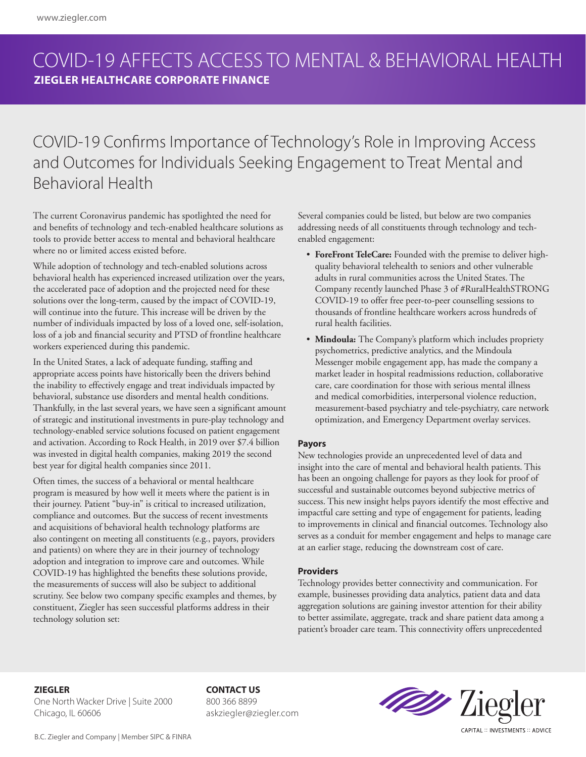# COVID-19 AFFECTS ACCESS TO MENTAL & BEHAVIORAL HEALTH

**ZIEGLER HEALTHCARE CORPORATE FINANCE**

## COVID-19 Confirms Importance of Technology's Role in Improving Access and Outcomes for Individuals Seeking Engagement to Treat Mental and Behavioral Health

The current Coronavirus pandemic has spotlighted the need for and benefits of technology and tech-enabled healthcare solutions as tools to provide better access to mental and behavioral healthcare where no or limited access existed before.

While adoption of technology and tech-enabled solutions across behavioral health has experienced increased utilization over the years, the accelerated pace of adoption and the projected need for these solutions over the long-term, caused by the impact of COVID-19, will continue into the future. This increase will be driven by the number of individuals impacted by loss of a loved one, self-isolation, loss of a job and financial security and PTSD of frontline healthcare workers experienced during this pandemic.

In the United States, a lack of adequate funding, staffing and appropriate access points have historically been the drivers behind the inability to effectively engage and treat individuals impacted by behavioral, substance use disorders and mental health conditions. Thankfully, in the last several years, we have seen a significant amount of strategic and institutional investments in pure-play technology and technology-enabled service solutions focused on patient engagement and activation. According to Rock Health, in 2019 over $7.4 billion was invested in digital health companies, making 2019 the second best year for digital health companies since 2011.

Often times, the success of a behavioral or mental healthcare program is measured by how well it meets where the patient is in their journey. Patient "buy-in" is critical to increased utilization, compliance and outcomes. But the success of recent investments and acquisitions of behavioral health technology platforms are also contingent on meeting all constituents (e.g., payors, providers and patients) on where they are in their journey of technology adoption and integration to improve care and outcomes. While COVID-19 has highlighted the benefits these solutions provide, the measurements of success will also be subject to additional scrutiny. See below two company specific examples and themes, by constituent, Ziegler has seen successful platforms address in their technology solution set:

Several companies could be listed, but below are two companies addressing needs of all constituents through technology and tech-enabled engagement:

- **ForeFront TeleCare:** Founded with the premise to deliver high-quality behavioral telehealth to seniors and other vulnerable adults in rural communities across the United States. The Company recently launched Phase 3 of #RuralHealthSTRONG COVID-19 to offer free peer-to-peer counselling sessions to thousands of frontline healthcare workers across hundreds of rural health facilities.
- **Mindoula:** The Company's platform which includes propriety psychometrics, predictive analytics, and the Mindoula Messenger mobile engagement app, has made the company a market leader in hospital readmissions reduction, collaborative care, care coordination for those with serious mental illness and medical comorbidities, interpersonal violence reduction, measurement-based psychiatry and tele-psychiatry, care network optimization, and Emergency Department overlay services.

#### Payors

New technologies provide an unprecedented level of data and insight into the care of mental and behavioral health patients. This has been an ongoing challenge for payors as they look for proof of successful and sustainable outcomes beyond subjective metrics of success. This new insight helps payors identify the most effective and impactful care setting and type of engagement for patients, leading to improvements in clinical and financial outcomes. Technology also serves as a conduit for member engagement and helps to manage care at an earlier stage, reducing the downstream cost of care.

#### Providers

Technology provides better connectivity and communication. For example, businesses providing data analytics, patient data and data aggregation solutions are gaining investor attention for their ability to better assimilate, aggregate, track and share patient data among a patient's broader care team. This connectivity offers unprecedented

**ZIEGLER**
One North Wacker Drive | Suite 2000
Chicago, IL 60606

**CONTACT US**
800 366 8899
askziegler@ziegler.com

B.C. Ziegler and Company | Member SIPC & FINRA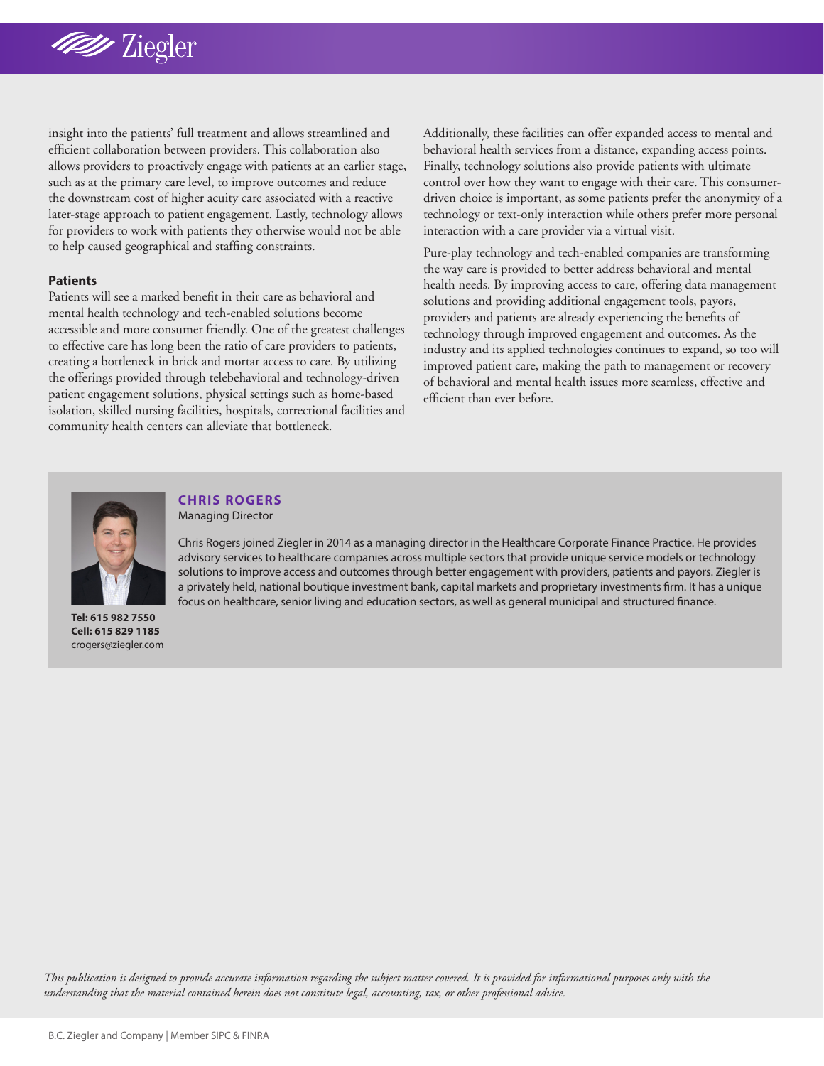insight into the patients' full treatment and allows streamlined and efficient collaboration between providers. This collaboration also allows providers to proactively engage with patients at an earlier stage, such as at the primary care level, to improve outcomes and reduce the downstream cost of higher acuity care associated with a reactive later-stage approach to patient engagement. Lastly, technology allows for providers to work with patients they otherwise would not be able to help caused geographical and staffing constraints.

### Patients

Patients will see a marked benefit in their care as behavioral and mental health technology and tech-enabled solutions become accessible and more consumer friendly. One of the greatest challenges to effective care has long been the ratio of care providers to patients, creating a bottleneck in brick and mortar access to care. By utilizing the offerings provided through telebehavioral and technology-driven patient engagement solutions, physical settings such as home-based isolation, skilled nursing facilities, hospitals, correctional facilities and community health centers can alleviate that bottleneck.

Additionally, these facilities can offer expanded access to mental and behavioral health services from a distance, expanding access points. Finally, technology solutions also provide patients with ultimate control over how they want to engage with their care. This consumer-driven choice is important, as some patients prefer the anonymity of a technology or text-only interaction while others prefer more personal interaction with a care provider via a virtual visit.

Pure-play technology and tech-enabled companies are transforming the way care is provided to better address behavioral and mental health needs. By improving access to care, offering data management solutions and providing additional engagement tools, payors, providers and patients are already experiencing the benefits of technology through improved engagement and outcomes. As the industry and its applied technologies continues to expand, so too will improved patient care, making the path to management or recovery of behavioral and mental health issues more seamless, effective and efficient than ever before.

**CHRIS ROGERS**
Managing Director

Chris Rogers joined Ziegler in 2014 as a managing director in the Healthcare Corporate Finance Practice. He provides advisory services to healthcare companies across multiple sectors that provide unique service models or technology solutions to improve access and outcomes through better engagement with providers, patients and payors. Ziegler is a privately held, national boutique investment bank, capital markets and proprietary investments firm. It has a unique focus on healthcare, senior living and education sectors, as well as general municipal and structured finance.

**Tel: 615 982 7550**
**Cell: 615 829 1185**
crogers@ziegler.com

*This publication is designed to provide accurate information regarding the subject matter covered. It is provided for informational purposes only with the understanding that the material contained herein does not constitute legal, accounting, tax, or other professional advice.*

B.C. Ziegler and Company | Member SIPC & FINRA